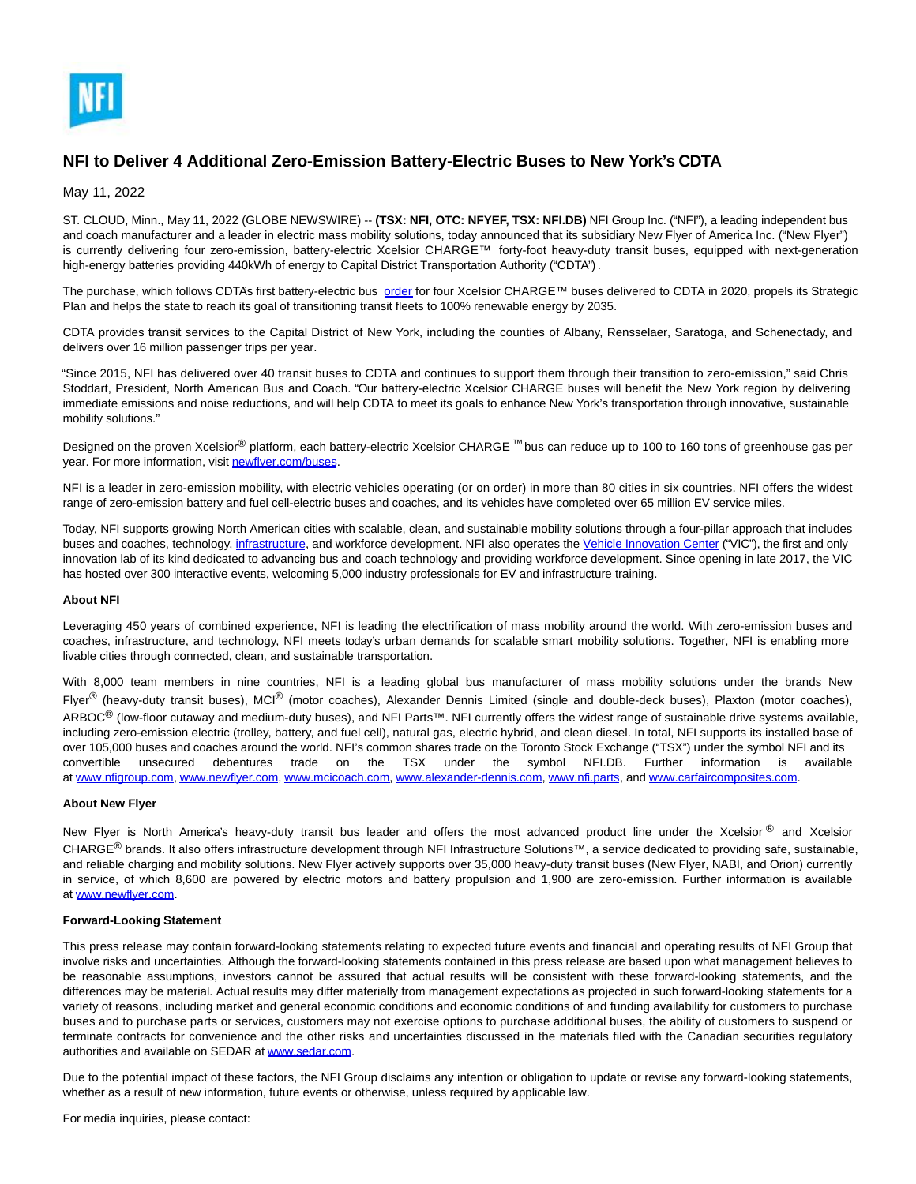# NFI to Deliver 4 Additional Zero-Emission Battery-Electric Buses to New York's CDTA

May 11, 2022

ST. CLOUD, Minn., May 11, 2022 (GLOBE NEWSWIRE) -- **(TSX: NFI, OTC: NFYEF, TSX: NFI.DB)** NFI Group Inc. ("NFI"), a leading independent bus and coach manufacturer and a leader in electric mass mobility solutions, today announced that its subsidiary New Flyer of America Inc. ("New Flyer") is currently delivering four zero-emission, battery-electric Xcelsior CHARGE™ forty-foot heavy-duty transit buses, equipped with next-generation high-energy batteries providing 440kWh of energy to Capital District Transportation Authority ("CDTA").

The purchase, which follows CDTA's first battery-electric bus order for four Xcelsior CHARGE™ buses delivered to CDTA in 2020, propels its Strategic Plan and helps the state to reach its goal of transitioning transit fleets to 100% renewable energy by 2035.

CDTA provides transit services to the Capital District of New York, including the counties of Albany, Rensselaer, Saratoga, and Schenectady, and delivers over 16 million passenger trips per year.

"Since 2015, NFI has delivered over 40 transit buses to CDTA and continues to support them through their transition to zero-emission," said Chris Stoddart, President, North American Bus and Coach. "Our battery-electric Xcelsior CHARGE buses will benefit the New York region by delivering immediate emissions and noise reductions, and will help CDTA to meet its goals to enhance New York's transportation through innovative, sustainable mobility solutions."

Designed on the proven Xcelsior® platform, each battery-electric Xcelsior CHARGE ™ bus can reduce up to 100 to 160 tons of greenhouse gas per year. For more information, visit newflyer.com/buses.

NFI is a leader in zero-emission mobility, with electric vehicles operating (or on order) in more than 80 cities in six countries. NFI offers the widest range of zero-emission battery and fuel cell-electric buses and coaches, and its vehicles have completed over 65 million EV service miles.

Today, NFI supports growing North American cities with scalable, clean, and sustainable mobility solutions through a four-pillar approach that includes buses and coaches, technology, infrastructure, and workforce development. NFI also operates the Vehicle Innovation Center ("VIC"), the first and only innovation lab of its kind dedicated to advancing bus and coach technology and providing workforce development. Since opening in late 2017, the VIC has hosted over 300 interactive events, welcoming 5,000 industry professionals for EV and infrastructure training.

**About NFI**

Leveraging 450 years of combined experience, NFI is leading the electrification of mass mobility around the world. With zero-emission buses and coaches, infrastructure, and technology, NFI meets today's urban demands for scalable smart mobility solutions. Together, NFI is enabling more livable cities through connected, clean, and sustainable transportation.

With 8,000 team members in nine countries, NFI is a leading global bus manufacturer of mass mobility solutions under the brands New Flyer® (heavy-duty transit buses), MCI® (motor coaches), Alexander Dennis Limited (single and double-deck buses), Plaxton (motor coaches), ARBOC® (low-floor cutaway and medium-duty buses), and NFI Parts™. NFI currently offers the widest range of sustainable drive systems available, including zero-emission electric (trolley, battery, and fuel cell), natural gas, electric hybrid, and clean diesel. In total, NFI supports its installed base of over 105,000 buses and coaches around the world. NFI's common shares trade on the Toronto Stock Exchange ("TSX") under the symbol NFI and its convertible unsecured debentures trade on the TSX under the symbol NFI.DB. Further information is available at www.nfigroup.com, www.newflyer.com, www.mcicoach.com, www.alexander-dennis.com, www.nfi.parts, and www.carfaircomposites.com.

**About New Flyer**

New Flyer is North America's heavy-duty transit bus leader and offers the most advanced product line under the Xcelsior® and Xcelsior CHARGE® brands. It also offers infrastructure development through NFI Infrastructure Solutions™, a service dedicated to providing safe, sustainable, and reliable charging and mobility solutions. New Flyer actively supports over 35,000 heavy-duty transit buses (New Flyer, NABI, and Orion) currently in service, of which 8,600 are powered by electric motors and battery propulsion and 1,900 are zero-emission. Further information is available at www.newflyer.com.

**Forward-Looking Statement**

This press release may contain forward-looking statements relating to expected future events and financial and operating results of NFI Group that involve risks and uncertainties. Although the forward-looking statements contained in this press release are based upon what management believes to be reasonable assumptions, investors cannot be assured that actual results will be consistent with these forward-looking statements, and the differences may be material. Actual results may differ materially from management expectations as projected in such forward-looking statements for a variety of reasons, including market and general economic conditions and economic conditions of and funding availability for customers to purchase buses and to purchase parts or services, customers may not exercise options to purchase additional buses, the ability of customers to suspend or terminate contracts for convenience and the other risks and uncertainties discussed in the materials filed with the Canadian securities regulatory authorities and available on SEDAR at www.sedar.com.

Due to the potential impact of these factors, the NFI Group disclaims any intention or obligation to update or revise any forward-looking statements, whether as a result of new information, future events or otherwise, unless required by applicable law.

For media inquiries, please contact: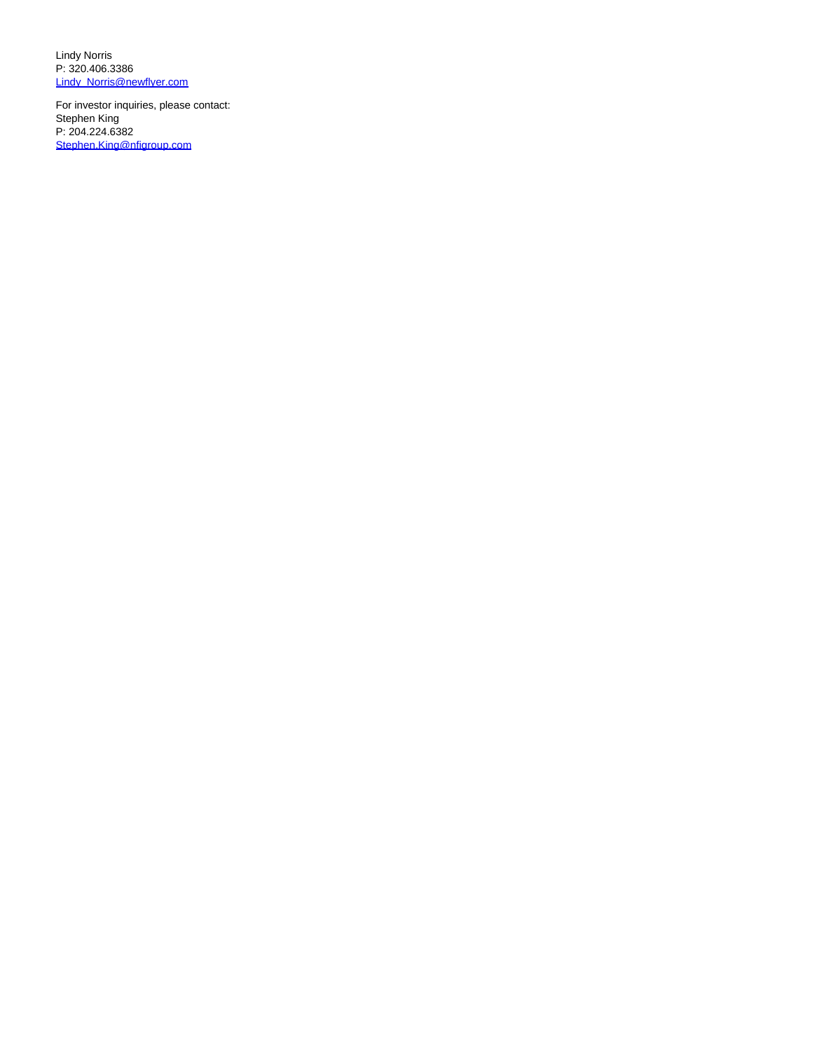Lindy Norris
P: 320.406.3386
Lindy_Norris@newflyer.com

For investor inquiries, please contact:
Stephen King
P: 204.224.6382
Stephen.King@nfigroup.com